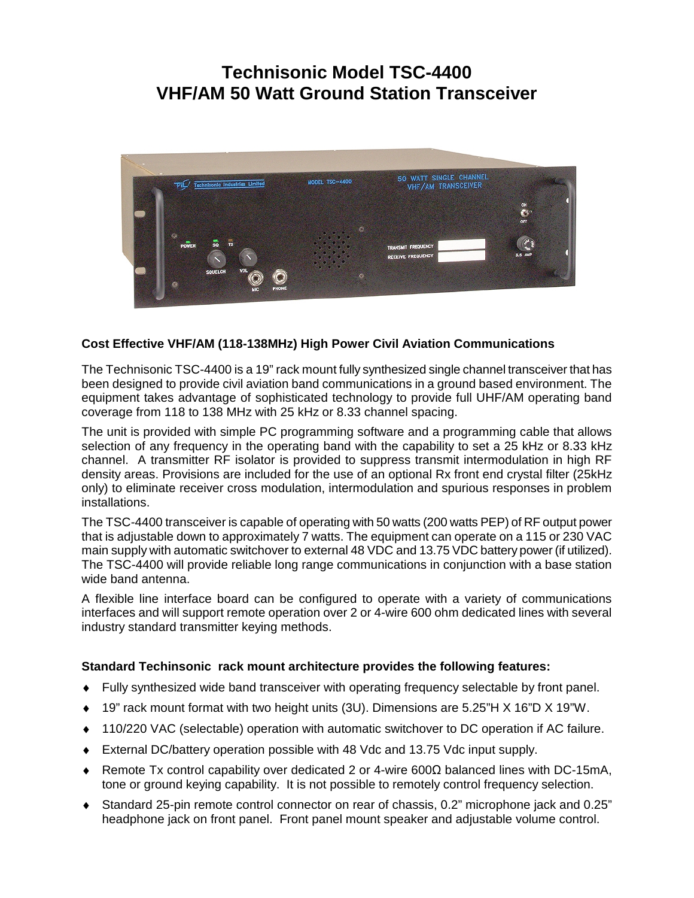# Technisonic Model TSC-4400
# VHF/AM 50 Watt Ground Station Transceiver

**Cost Effective VHF/AM (118-138MHz) High Power Civil Aviation Communications**

The Technisonic TSC-4400 is a 19" rack mount fully synthesized single channel transceiver that has been designed to provide civil aviation band communications in a ground based environment. The equipment takes advantage of sophisticated technology to provide full UHF/AM operating band coverage from 118 to 138 MHz with 25 kHz or 8.33 channel spacing.

The unit is provided with simple PC programming software and a programming cable that allows selection of any frequency in the operating band with the capability to set a 25 kHz or 8.33 kHz channel. A transmitter RF isolator is provided to suppress transmit intermodulation in high RF density areas. Provisions are included for the use of an optional Rx front end crystal filter (25kHz only) to eliminate receiver cross modulation, intermodulation and spurious responses in problem installations.

The TSC-4400 transceiver is capable of operating with 50 watts (200 watts PEP) of RF output power that is adjustable down to approximately 7 watts. The equipment can operate on a 115 or 230 VAC main supply with automatic switchover to external 48 VDC and 13.75 VDC battery power (if utilized). The TSC-4400 will provide reliable long range communications in conjunction with a base station wide band antenna.

A flexible line interface board can be configured to operate with a variety of communications interfaces and will support remote operation over 2 or 4-wire 600 ohm dedicated lines with several industry standard transmitter keying methods.

**Standard Techinsonic rack mount architecture provides the following features:**

- Fully synthesized wide band transceiver with operating frequency selectable by front panel.
- 19" rack mount format with two height units (3U). Dimensions are 5.25"H X 16"D X 19"W.
- 110/220 VAC (selectable) operation with automatic switchover to DC operation if AC failure.
- External DC/battery operation possible with 48 Vdc and 13.75 Vdc input supply.
- Remote Tx control capability over dedicated 2 or 4-wire 600Ω balanced lines with DC-15mA, tone or ground keying capability. It is not possible to remotely control frequency selection.
- Standard 25-pin remote control connector on rear of chassis, 0.2" microphone jack and 0.25" headphone jack on front panel. Front panel mount speaker and adjustable volume control.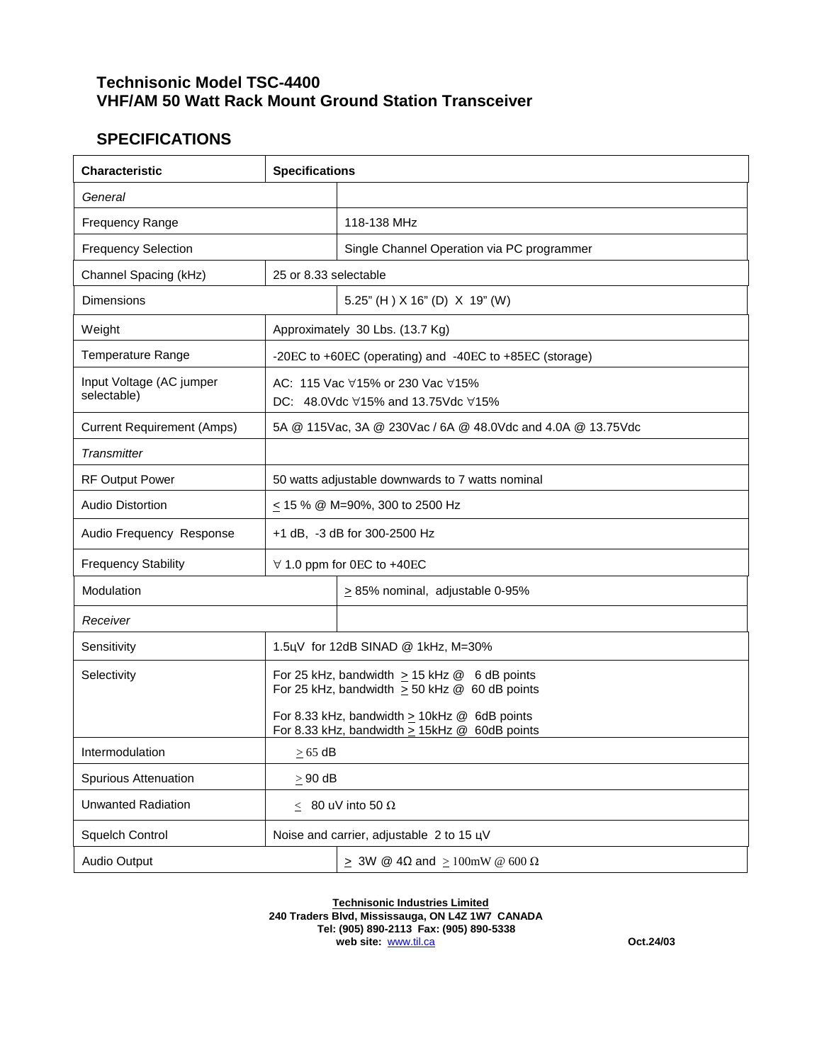## Technisonic Model TSC-4400
## VHF/AM 50 Watt Rack Mount Ground Station Transceiver

## SPECIFICATIONS

| Characteristic | Specifications |
|---|---|
| *General* | |
| Frequency Range | 118-138 MHz |
| Frequency Selection | Single Channel Operation via PC programmer |
| Channel Spacing (kHz) | 25 or 8.33 selectable |
| Dimensions | 5.25" (H ) X 16" (D) X 19" (W) |
| Weight | Approximately 30 Lbs. (13.7 Kg) |
| Temperature Range | -20EC to +60EC (operating) and -40EC to +85EC (storage) |
| Input Voltage (AC jumper selectable) | AC: 115 Vac ∀15% or 230 Vac ∀15%<br>DC: 48.0Vdc ∀15% and 13.75Vdc ∀15% |
| Current Requirement (Amps) | 5A @ 115Vac, 3A @ 230Vac / 6A @ 48.0Vdc and 4.0A @ 13.75Vdc |
| *Transmitter* | |
| RF Output Power | 50 watts adjustable downwards to 7 watts nominal |
| Audio Distortion | ≤ 15 % @ M=90%, 300 to 2500 Hz |
| Audio Frequency Response | +1 dB, -3 dB for 300-2500 Hz |
| Frequency Stability | ∀ 1.0 ppm for 0EC to +40EC |
| Modulation | ≥ 85% nominal, adjustable 0-95% |
| *Receiver* | |
| Sensitivity | 1.5цV for 12dB SINAD @ 1kHz, M=30% |
| Selectivity | For 25 kHz, bandwidth ≥ 15 kHz @ 6 dB points<br>For 25 kHz, bandwidth ≥ 50 kHz @ 60 dB points<br><br>For 8.33 kHz, bandwidth ≥ 10kHz @ 6dB points<br>For 8.33 kHz, bandwidth ≥ 15kHz @ 60dB points |
| Intermodulation | ≥ 65 dB |
| Spurious Attenuation | ≥ 90 dB |
| Unwanted Radiation | ≤ 80 uV into 50 Ω |
| Squelch Control | Noise and carrier, adjustable 2 to 15 цV |
| Audio Output | ≥ 3W @ 4Ω and ≥ 100mW @ 600 Ω |

**Technisonic Industries Limited**
**240 Traders Blvd, Mississauga, ON L4Z 1W7 CANADA**
**Tel: (905) 890-2113 Fax: (905) 890-5338**
**web site:** www.til.ca

**Oct.24/03**